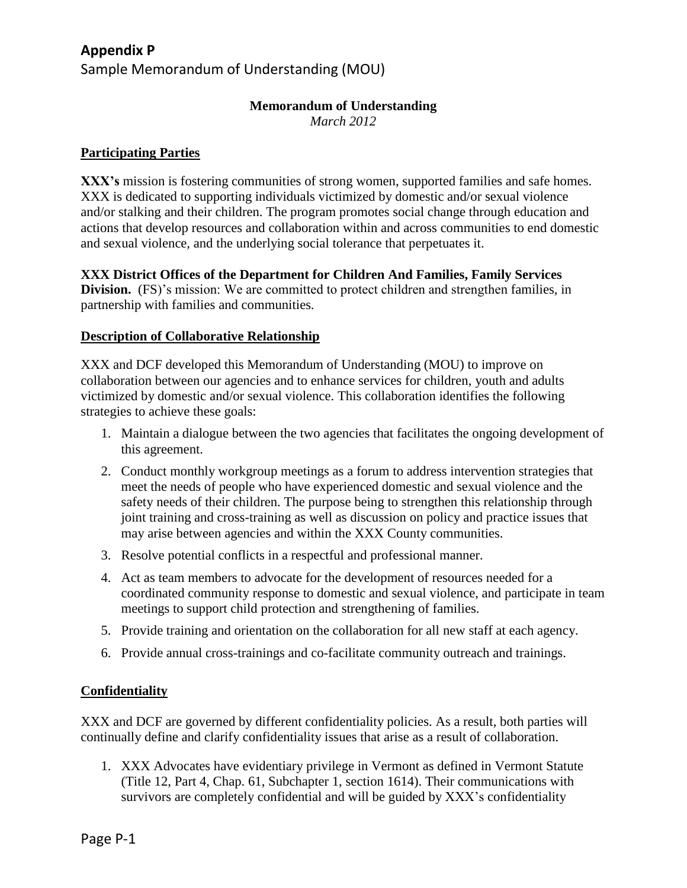# Appendix P

Sample Memorandum of Understanding (MOU)

**Memorandum of Understanding**

*March 2012*

## Participating Parties

**XXX's** mission is fostering communities of strong women, supported families and safe homes. XXX is dedicated to supporting individuals victimized by domestic and/or sexual violence and/or stalking and their children. The program promotes social change through education and actions that develop resources and collaboration within and across communities to end domestic and sexual violence, and the underlying social tolerance that perpetuates it.

**XXX District Offices of the Department for Children And Families, Family Services Division.** (FS)'s mission: We are committed to protect children and strengthen families, in partnership with families and communities.

## Description of Collaborative Relationship

XXX and DCF developed this Memorandum of Understanding (MOU) to improve on collaboration between our agencies and to enhance services for children, youth and adults victimized by domestic and/or sexual violence. This collaboration identifies the following strategies to achieve these goals:

1. Maintain a dialogue between the two agencies that facilitates the ongoing development of this agreement.
2. Conduct monthly workgroup meetings as a forum to address intervention strategies that meet the needs of people who have experienced domestic and sexual violence and the safety needs of their children. The purpose being to strengthen this relationship through joint training and cross-training as well as discussion on policy and practice issues that may arise between agencies and within the XXX County communities.
3. Resolve potential conflicts in a respectful and professional manner.
4. Act as team members to advocate for the development of resources needed for a coordinated community response to domestic and sexual violence, and participate in team meetings to support child protection and strengthening of families.
5. Provide training and orientation on the collaboration for all new staff at each agency.
6. Provide annual cross-trainings and co-facilitate community outreach and trainings.

## Confidentiality

XXX and DCF are governed by different confidentiality policies. As a result, both parties will continually define and clarify confidentiality issues that arise as a result of collaboration.

1. XXX Advocates have evidentiary privilege in Vermont as defined in Vermont Statute (Title 12, Part 4, Chap. 61, Subchapter 1, section 1614). Their communications with survivors are completely confidential and will be guided by XXX's confidentiality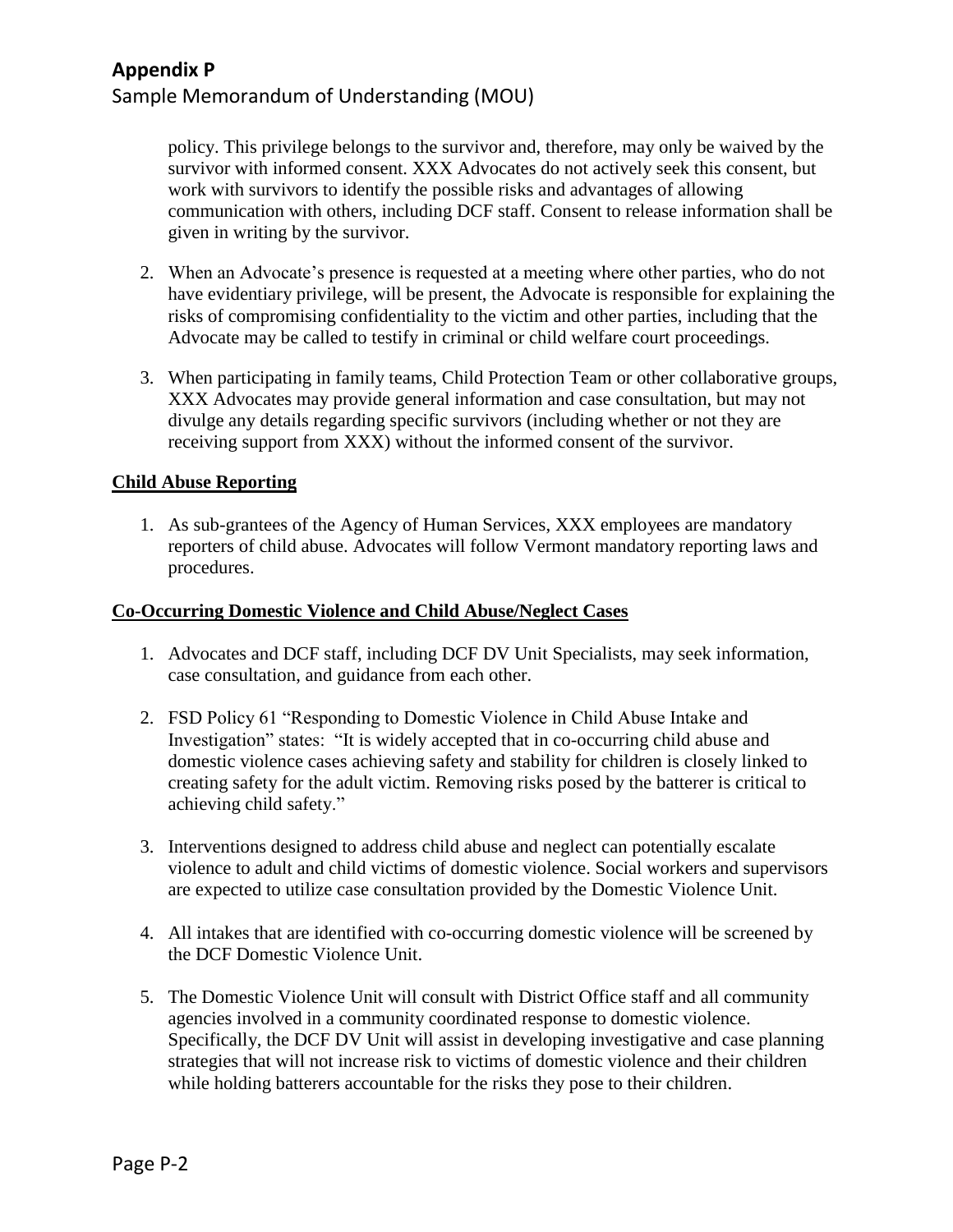policy. This privilege belongs to the survivor and, therefore, may only be waived by the survivor with informed consent. XXX Advocates do not actively seek this consent, but work with survivors to identify the possible risks and advantages of allowing communication with others, including DCF staff. Consent to release information shall be given in writing by the survivor.

2. When an Advocate's presence is requested at a meeting where other parties, who do not have evidentiary privilege, will be present, the Advocate is responsible for explaining the risks of compromising confidentiality to the victim and other parties, including that the Advocate may be called to testify in criminal or child welfare court proceedings.

3. When participating in family teams, Child Protection Team or other collaborative groups, XXX Advocates may provide general information and case consultation, but may not divulge any details regarding specific survivors (including whether or not they are receiving support from XXX) without the informed consent of the survivor.

**Child Abuse Reporting**

1. As sub-grantees of the Agency of Human Services, XXX employees are mandatory reporters of child abuse. Advocates will follow Vermont mandatory reporting laws and procedures.

**Co-Occurring Domestic Violence and Child Abuse/Neglect Cases**

1. Advocates and DCF staff, including DCF DV Unit Specialists, may seek information, case consultation, and guidance from each other.

2. FSD Policy 61 "Responding to Domestic Violence in Child Abuse Intake and Investigation" states: "It is widely accepted that in co-occurring child abuse and domestic violence cases achieving safety and stability for children is closely linked to creating safety for the adult victim. Removing risks posed by the batterer is critical to achieving child safety."

3. Interventions designed to address child abuse and neglect can potentially escalate violence to adult and child victims of domestic violence. Social workers and supervisors are expected to utilize case consultation provided by the Domestic Violence Unit.

4. All intakes that are identified with co-occurring domestic violence will be screened by the DCF Domestic Violence Unit.

5. The Domestic Violence Unit will consult with District Office staff and all community agencies involved in a community coordinated response to domestic violence. Specifically, the DCF DV Unit will assist in developing investigative and case planning strategies that will not increase risk to victims of domestic violence and their children while holding batterers accountable for the risks they pose to their children.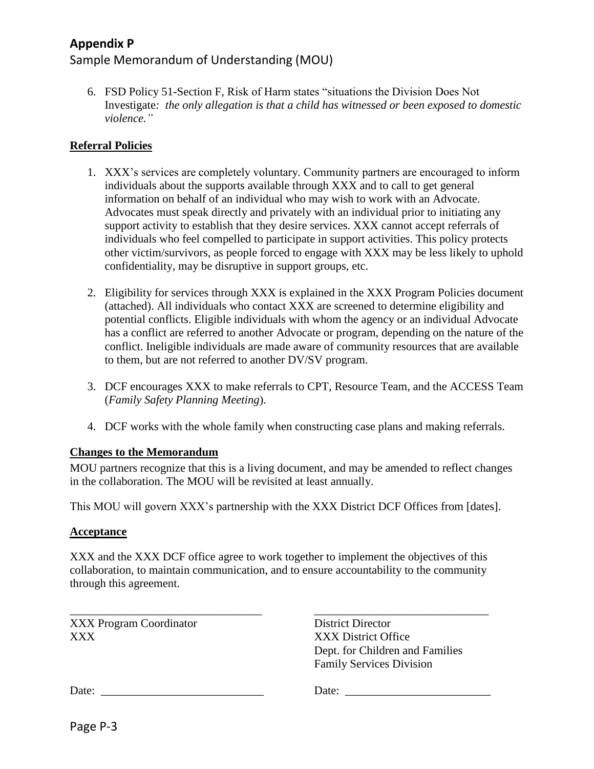## Appendix P

Sample Memorandum of Understanding (MOU)

6. FSD Policy 51-Section F, Risk of Harm states "situations the Division Does Not Investigate*: the only allegation is that a child has witnessed or been exposed to domestic violence."*

**Referral Policies**

1. XXX's services are completely voluntary. Community partners are encouraged to inform individuals about the supports available through XXX and to call to get general information on behalf of an individual who may wish to work with an Advocate. Advocates must speak directly and privately with an individual prior to initiating any support activity to establish that they desire services. XXX cannot accept referrals of individuals who feel compelled to participate in support activities. This policy protects other victim/survivors, as people forced to engage with XXX may be less likely to uphold confidentiality, may be disruptive in support groups, etc.

2. Eligibility for services through XXX is explained in the XXX Program Policies document (attached). All individuals who contact XXX are screened to determine eligibility and potential conflicts. Eligible individuals with whom the agency or an individual Advocate has a conflict are referred to another Advocate or program, depending on the nature of the conflict. Ineligible individuals are made aware of community resources that are available to them, but are not referred to another DV/SV program.

3. DCF encourages XXX to make referrals to CPT, Resource Team, and the ACCESS Team (*Family Safety Planning Meeting*).

4. DCF works with the whole family when constructing case plans and making referrals.

**Changes to the Memorandum**

MOU partners recognize that this is a living document, and may be amended to reflect changes in the collaboration. The MOU will be revisited at least annually.

This MOU will govern XXX's partnership with the XXX District DCF Offices from [dates].

**Acceptance**

XXX and the XXX DCF office agree to work together to implement the objectives of this collaboration, to maintain communication, and to ensure accountability to the community through this agreement.

\_\_\_\_\_\_\_\_\_\_\_\_\_\_\_\_\_\_\_\_\_\_\_\_\_\_\_\_\_\_\_\_
XXX Program Coordinator
XXX

Date: \_\_\_\_\_\_\_\_\_\_\_\_\_\_\_\_\_\_\_\_\_\_\_\_\_\_\_

\_\_\_\_\_\_\_\_\_\_\_\_\_\_\_\_\_\_\_\_\_\_\_\_\_\_\_\_\_\_\_\_
District Director
XXX District Office
Dept. for Children and Families
Family Services Division

Date: \_\_\_\_\_\_\_\_\_\_\_\_\_\_\_\_\_\_\_\_\_\_\_\_\_\_\_